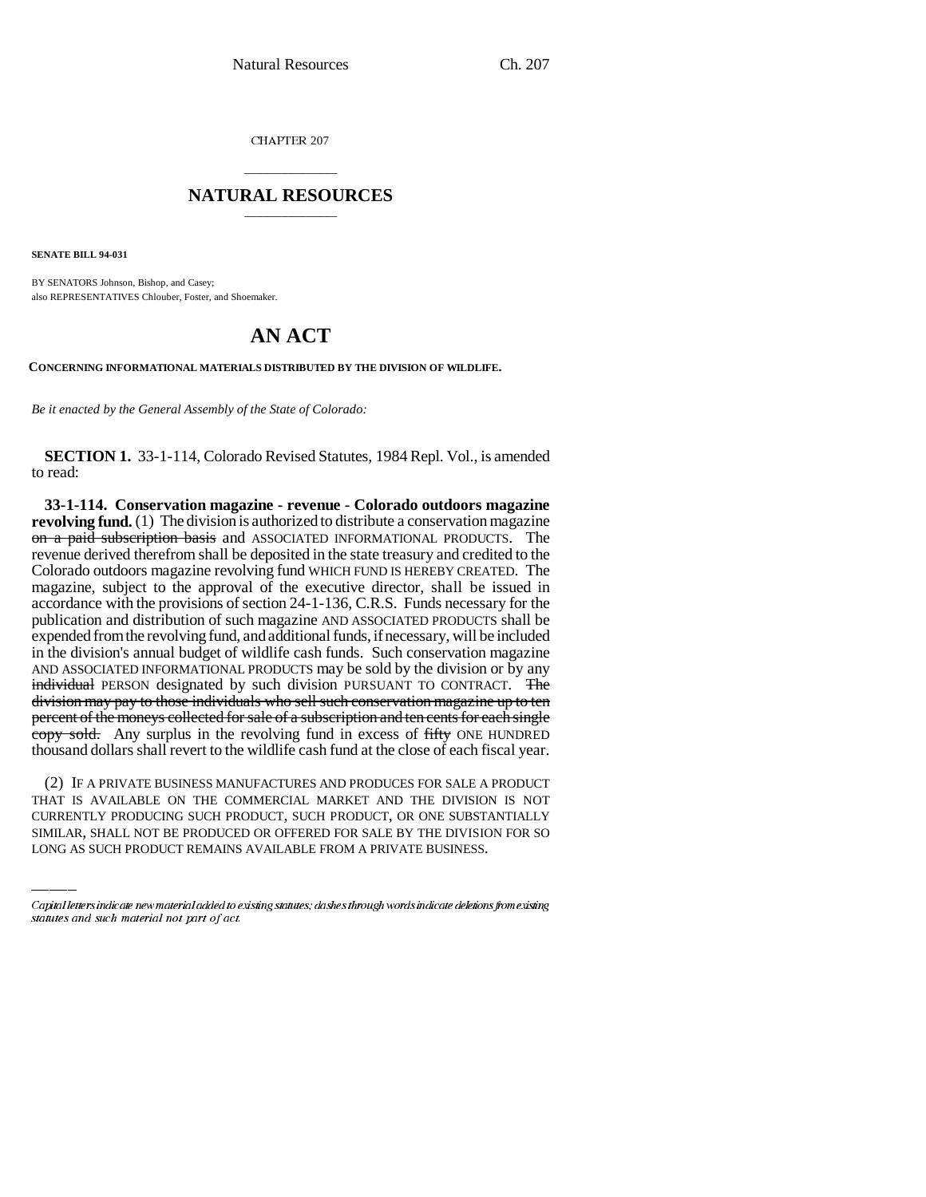CHAPTER 207

# NATURAL RESOURCES

**SENATE BILL 94-031**

BY SENATORS Johnson, Bishop, and Casey;
also REPRESENTATIVES Chlouber, Foster, and Shoemaker.

# AN ACT

**CONCERNING INFORMATIONAL MATERIALS DISTRIBUTED BY THE DIVISION OF WILDLIFE.**

*Be it enacted by the General Assembly of the State of Colorado:*

**SECTION 1.** 33-1-114, Colorado Revised Statutes, 1984 Repl. Vol., is amended to read:

**33-1-114. Conservation magazine - revenue - Colorado outdoors magazine revolving fund.** (1) The division is authorized to distribute a conservation magazine ~~on a paid subscription basis~~ and ASSOCIATED INFORMATIONAL PRODUCTS. The revenue derived therefrom shall be deposited in the state treasury and credited to the Colorado outdoors magazine revolving fund WHICH FUND IS HEREBY CREATED. The magazine, subject to the approval of the executive director, shall be issued in accordance with the provisions of section 24-1-136, C.R.S. Funds necessary for the publication and distribution of such magazine AND ASSOCIATED PRODUCTS shall be expended from the revolving fund, and additional funds, if necessary, will be included in the division's annual budget of wildlife cash funds. Such conservation magazine AND ASSOCIATED INFORMATIONAL PRODUCTS may be sold by the division or by any ~~individual~~ PERSON designated by such division PURSUANT TO CONTRACT. ~~The division may pay to those individuals who sell such conservation magazine up to ten percent of the moneys collected for sale of a subscription and ten cents for each single copy sold.~~ Any surplus in the revolving fund in excess of ~~fifty~~ ONE HUNDRED thousand dollars shall revert to the wildlife cash fund at the close of each fiscal year.

(2) IF A PRIVATE BUSINESS MANUFACTURES AND PRODUCES FOR SALE A PRODUCT THAT IS AVAILABLE ON THE COMMERCIAL MARKET AND THE DIVISION IS NOT CURRENTLY PRODUCING SUCH PRODUCT, SUCH PRODUCT, OR ONE SUBSTANTIALLY SIMILAR, SHALL NOT BE PRODUCED OR OFFERED FOR SALE BY THE DIVISION FOR SO LONG AS SUCH PRODUCT REMAINS AVAILABLE FROM A PRIVATE BUSINESS.

*Capital letters indicate new material added to existing statutes; dashes through words indicate deletions from existing statutes and such material not part of act.*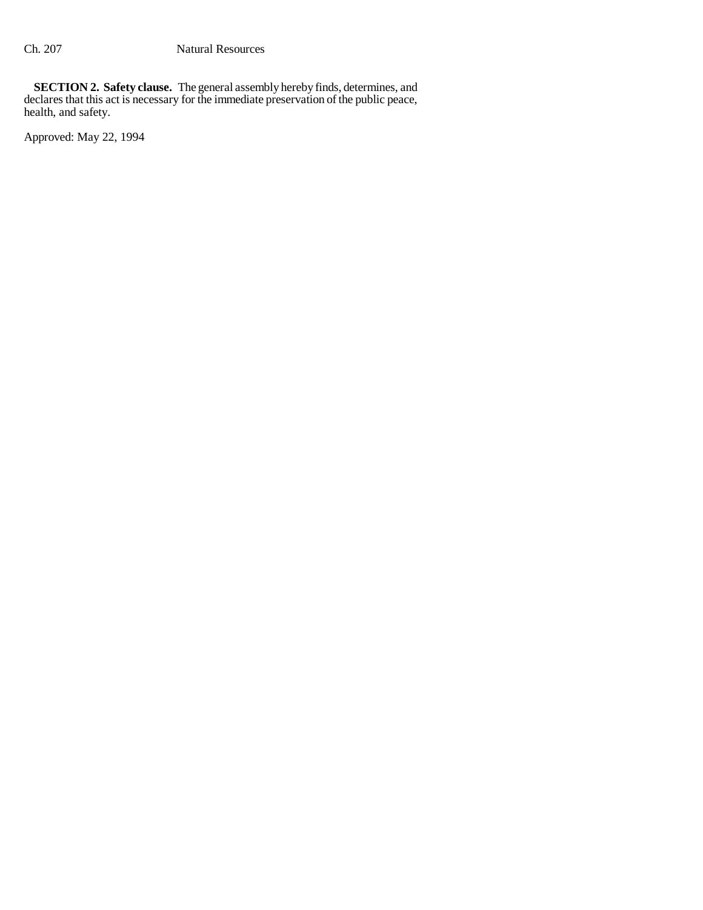**SECTION 2. Safety clause.** The general assembly hereby finds, determines, and declares that this act is necessary for the immediate preservation of the public peace, health, and safety.

Approved: May 22, 1994